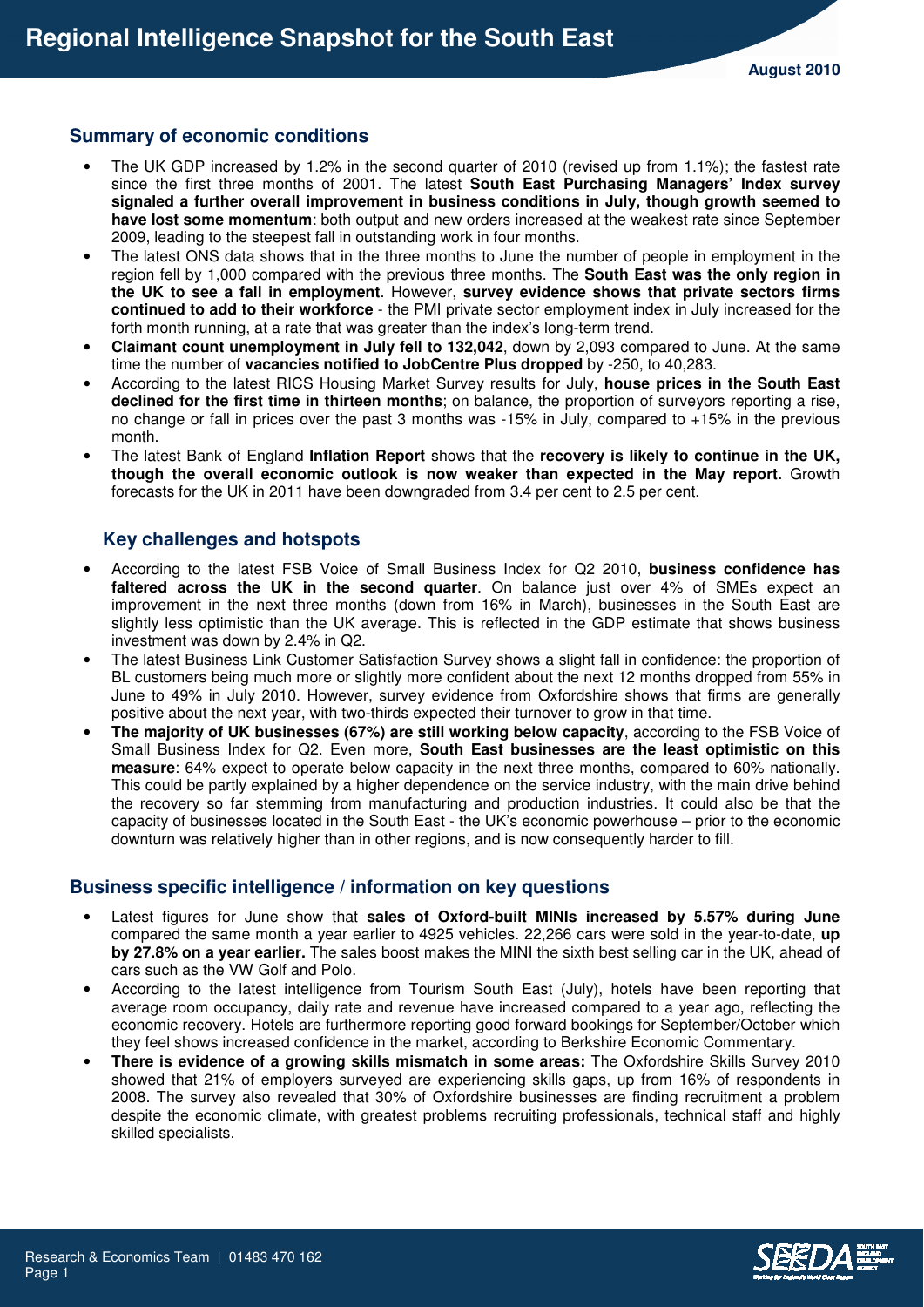# Regional Intelligence Snapshot for the South East

August 2010

## Summary of economic conditions

- The UK GDP increased by 1.2% in the second quarter of 2010 (revised up from 1.1%); the fastest rate since the first three months of 2001. The latest **South East Purchasing Managers' Index survey signaled a further overall improvement in business conditions in July, though growth seemed to have lost some momentum**: both output and new orders increased at the weakest rate since September 2009, leading to the steepest fall in outstanding work in four months.
- The latest ONS data shows that in the three months to June the number of people in employment in the region fell by 1,000 compared with the previous three months. The **South East was the only region in the UK to see a fall in employment**. However, **survey evidence shows that private sectors firms continued to add to their workforce** - the PMI private sector employment index in July increased for the forth month running, at a rate that was greater than the index's long-term trend.
- **Claimant count unemployment in July fell to 132,042**, down by 2,093 compared to June. At the same time the number of **vacancies notified to JobCentre Plus dropped** by -250, to 40,283.
- According to the latest RICS Housing Market Survey results for July, **house prices in the South East declined for the first time in thirteen months**; on balance, the proportion of surveyors reporting a rise, no change or fall in prices over the past 3 months was -15% in July, compared to +15% in the previous month.
- The latest Bank of England **Inflation Report** shows that the **recovery is likely to continue in the UK, though the overall economic outlook is now weaker than expected in the May report.** Growth forecasts for the UK in 2011 have been downgraded from 3.4 per cent to 2.5 per cent.

## Key challenges and hotspots

- According to the latest FSB Voice of Small Business Index for Q2 2010, **business confidence has faltered across the UK in the second quarter**. On balance just over 4% of SMEs expect an improvement in the next three months (down from 16% in March), businesses in the South East are slightly less optimistic than the UK average. This is reflected in the GDP estimate that shows business investment was down by 2.4% in Q2.
- The latest Business Link Customer Satisfaction Survey shows a slight fall in confidence: the proportion of BL customers being much more or slightly more confident about the next 12 months dropped from 55% in June to 49% in July 2010. However, survey evidence from Oxfordshire shows that firms are generally positive about the next year, with two-thirds expected their turnover to grow in that time.
- **The majority of UK businesses (67%) are still working below capacity**, according to the FSB Voice of Small Business Index for Q2. Even more, **South East businesses are the least optimistic on this measure**: 64% expect to operate below capacity in the next three months, compared to 60% nationally. This could be partly explained by a higher dependence on the service industry, with the main drive behind the recovery so far stemming from manufacturing and production industries. It could also be that the capacity of businesses located in the South East - the UK's economic powerhouse – prior to the economic downturn was relatively higher than in other regions, and is now consequently harder to fill.

## Business specific intelligence / information on key questions

- Latest figures for June show that **sales of Oxford-built MINIs increased by 5.57% during June** compared the same month a year earlier to 4925 vehicles. 22,266 cars were sold in the year-to-date, **up by 27.8% on a year earlier.** The sales boost makes the MINI the sixth best selling car in the UK, ahead of cars such as the VW Golf and Polo.
- According to the latest intelligence from Tourism South East (July), hotels have been reporting that average room occupancy, daily rate and revenue have increased compared to a year ago, reflecting the economic recovery. Hotels are furthermore reporting good forward bookings for September/October which they feel shows increased confidence in the market, according to Berkshire Economic Commentary.
- **There is evidence of a growing skills mismatch in some areas:** The Oxfordshire Skills Survey 2010 showed that 21% of employers surveyed are experiencing skills gaps, up from 16% of respondents in 2008. The survey also revealed that 30% of Oxfordshire businesses are finding recruitment a problem despite the economic climate, with greatest problems recruiting professionals, technical staff and highly skilled specialists.

Research & Economics Team | 01483 470 162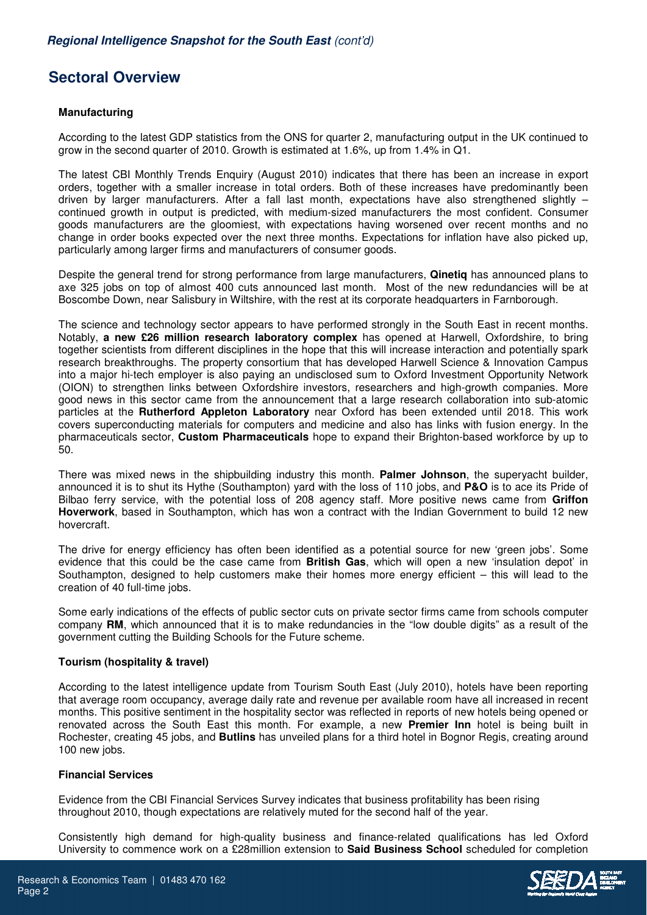## Sectoral Overview

### Manufacturing

According to the latest GDP statistics from the ONS for quarter 2, manufacturing output in the UK continued to grow in the second quarter of 2010. Growth is estimated at 1.6%, up from 1.4% in Q1.

The latest CBI Monthly Trends Enquiry (August 2010) indicates that there has been an increase in export orders, together with a smaller increase in total orders. Both of these increases have predominantly been driven by larger manufacturers. After a fall last month, expectations have also strengthened slightly – continued growth in output is predicted, with medium-sized manufacturers the most confident. Consumer goods manufacturers are the gloomiest, with expectations having worsened over recent months and no change in order books expected over the next three months. Expectations for inflation have also picked up, particularly among larger firms and manufacturers of consumer goods.

Despite the general trend for strong performance from large manufacturers, **Qinetiq** has announced plans to axe 325 jobs on top of almost 400 cuts announced last month. Most of the new redundancies will be at Boscombe Down, near Salisbury in Wiltshire, with the rest at its corporate headquarters in Farnborough.

The science and technology sector appears to have performed strongly in the South East in recent months. Notably, **a new £26 million research laboratory complex** has opened at Harwell, Oxfordshire, to bring together scientists from different disciplines in the hope that this will increase interaction and potentially spark research breakthroughs. The property consortium that has developed Harwell Science & Innovation Campus into a major hi-tech employer is also paying an undisclosed sum to Oxford Investment Opportunity Network (OION) to strengthen links between Oxfordshire investors, researchers and high-growth companies. More good news in this sector came from the announcement that a large research collaboration into sub-atomic particles at the **Rutherford Appleton Laboratory** near Oxford has been extended until 2018. This work covers superconducting materials for computers and medicine and also has links with fusion energy. In the pharmaceuticals sector, **Custom Pharmaceuticals** hope to expand their Brighton-based workforce by up to 50.

There was mixed news in the shipbuilding industry this month. **Palmer Johnson**, the superyacht builder, announced it is to shut its Hythe (Southampton) yard with the loss of 110 jobs, and **P&O** is to ace its Pride of Bilbao ferry service, with the potential loss of 208 agency staff. More positive news came from **Griffon Hoverwork**, based in Southampton, which has won a contract with the Indian Government to build 12 new hovercraft.

The drive for energy efficiency has often been identified as a potential source for new 'green jobs'. Some evidence that this could be the case came from **British Gas**, which will open a new 'insulation depot' in Southampton, designed to help customers make their homes more energy efficient – this will lead to the creation of 40 full-time jobs.

Some early indications of the effects of public sector cuts on private sector firms came from schools computer company **RM**, which announced that it is to make redundancies in the "low double digits" as a result of the government cutting the Building Schools for the Future scheme.

### Tourism (hospitality & travel)

According to the latest intelligence update from Tourism South East (July 2010), hotels have been reporting that average room occupancy, average daily rate and revenue per available room have all increased in recent months. This positive sentiment in the hospitality sector was reflected in reports of new hotels being opened or renovated across the South East this month. For example, a new **Premier Inn** hotel is being built in Rochester, creating 45 jobs, and **Butlins** has unveiled plans for a third hotel in Bognor Regis, creating around 100 new jobs.

### Financial Services

Evidence from the CBI Financial Services Survey indicates that business profitability has been rising throughout 2010, though expectations are relatively muted for the second half of the year.

Consistently high demand for high-quality business and finance-related qualifications has led Oxford University to commence work on a £28million extension to **Said Business School** scheduled for completion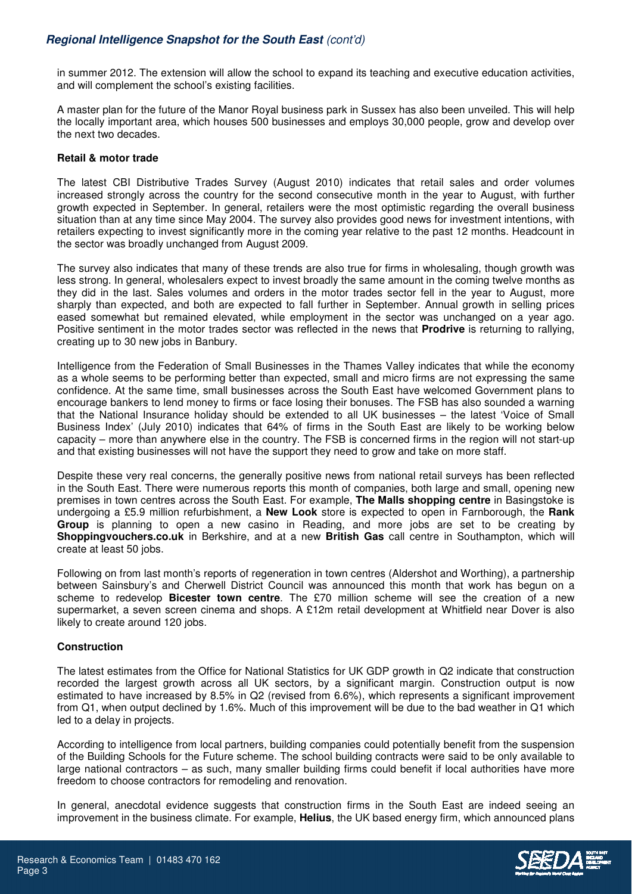in summer 2012. The extension will allow the school to expand its teaching and executive education activities, and will complement the school's existing facilities.

A master plan for the future of the Manor Royal business park in Sussex has also been unveiled. This will help the locally important area, which houses 500 businesses and employs 30,000 people, grow and develop over the next two decades.

**Retail & motor trade**

The latest CBI Distributive Trades Survey (August 2010) indicates that retail sales and order volumes increased strongly across the country for the second consecutive month in the year to August, with further growth expected in September. In general, retailers were the most optimistic regarding the overall business situation than at any time since May 2004. The survey also provides good news for investment intentions, with retailers expecting to invest significantly more in the coming year relative to the past 12 months. Headcount in the sector was broadly unchanged from August 2009.

The survey also indicates that many of these trends are also true for firms in wholesaling, though growth was less strong. In general, wholesalers expect to invest broadly the same amount in the coming twelve months as they did in the last. Sales volumes and orders in the motor trades sector fell in the year to August, more sharply than expected, and both are expected to fall further in September. Annual growth in selling prices eased somewhat but remained elevated, while employment in the sector was unchanged on a year ago. Positive sentiment in the motor trades sector was reflected in the news that **Prodrive** is returning to rallying, creating up to 30 new jobs in Banbury.

Intelligence from the Federation of Small Businesses in the Thames Valley indicates that while the economy as a whole seems to be performing better than expected, small and micro firms are not expressing the same confidence. At the same time, small businesses across the South East have welcomed Government plans to encourage bankers to lend money to firms or face losing their bonuses. The FSB has also sounded a warning that the National Insurance holiday should be extended to all UK businesses – the latest 'Voice of Small Business Index' (July 2010) indicates that 64% of firms in the South East are likely to be working below capacity – more than anywhere else in the country. The FSB is concerned firms in the region will not start-up and that existing businesses will not have the support they need to grow and take on more staff.

Despite these very real concerns, the generally positive news from national retail surveys has been reflected in the South East. There were numerous reports this month of companies, both large and small, opening new premises in town centres across the South East. For example, **The Malls shopping centre** in Basingstoke is undergoing a £5.9 million refurbishment, a **New Look** store is expected to open in Farnborough, the **Rank Group** is planning to open a new casino in Reading, and more jobs are set to be creating by **Shoppingvouchers.co.uk** in Berkshire, and at a new **British Gas** call centre in Southampton, which will create at least 50 jobs.

Following on from last month's reports of regeneration in town centres (Aldershot and Worthing), a partnership between Sainsbury's and Cherwell District Council was announced this month that work has begun on a scheme to redevelop **Bicester town centre**. The £70 million scheme will see the creation of a new supermarket, a seven screen cinema and shops. A £12m retail development at Whitfield near Dover is also likely to create around 120 jobs.

**Construction**

The latest estimates from the Office for National Statistics for UK GDP growth in Q2 indicate that construction recorded the largest growth across all UK sectors, by a significant margin. Construction output is now estimated to have increased by 8.5% in Q2 (revised from 6.6%), which represents a significant improvement from Q1, when output declined by 1.6%. Much of this improvement will be due to the bad weather in Q1 which led to a delay in projects.

According to intelligence from local partners, building companies could potentially benefit from the suspension of the Building Schools for the Future scheme. The school building contracts were said to be only available to large national contractors – as such, many smaller building firms could benefit if local authorities have more freedom to choose contractors for remodeling and renovation.

In general, anecdotal evidence suggests that construction firms in the South East are indeed seeing an improvement in the business climate. For example, **Helius**, the UK based energy firm, which announced plans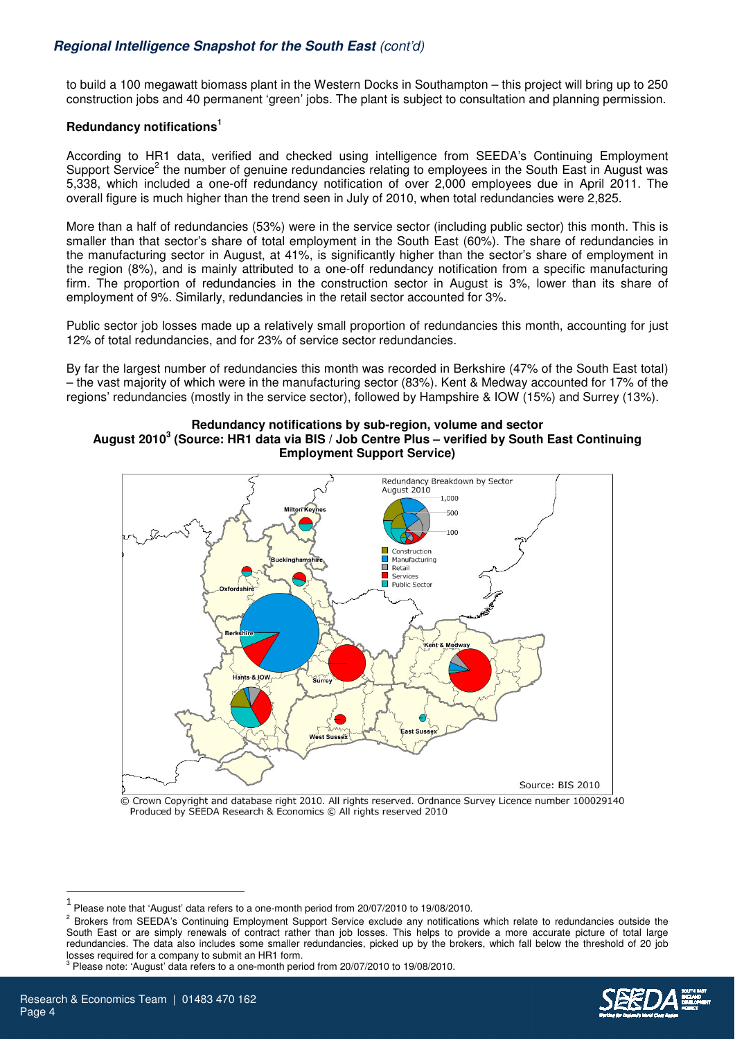to build a 100 megawatt biomass plant in the Western Docks in Southampton – this project will bring up to 250 construction jobs and 40 permanent 'green' jobs. The plant is subject to consultation and planning permission.

**Redundancy notifications**[1]

According to HR1 data, verified and checked using intelligence from SEEDA's Continuing Employment Support Service[2] the number of genuine redundancies relating to employees in the South East in August was 5,338, which included a one-off redundancy notification of over 2,000 employees due in April 2011. The overall figure is much higher than the trend seen in July of 2010, when total redundancies were 2,825.

More than a half of redundancies (53%) were in the service sector (including public sector) this month. This is smaller than that sector's share of total employment in the South East (60%). The share of redundancies in the manufacturing sector in August, at 41%, is significantly higher than the sector's share of employment in the region (8%), and is mainly attributed to a one-off redundancy notification from a specific manufacturing firm. The proportion of redundancies in the construction sector in August is 3%, lower than its share of employment of 9%. Similarly, redundancies in the retail sector accounted for 3%.

Public sector job losses made up a relatively small proportion of redundancies this month, accounting for just 12% of total redundancies, and for 23% of service sector redundancies.

By far the largest number of redundancies this month was recorded in Berkshire (47% of the South East total) – the vast majority of which were in the manufacturing sector (83%). Kent & Medway accounted for 17% of the regions' redundancies (mostly in the service sector), followed by Hampshire & IOW (15%) and Surrey (13%).

**Redundancy notifications by sub-region, volume and sector**
**August 2010[3] (Source: HR1 data via BIS / Job Centre Plus – verified by South East Continuing Employment Support Service)**

Redundancy Breakdown by Sector
August 2010
1,000
500
100
Construction
Manufacturing
Retail
Services
Public Sector

Milton Keynes
Buckinghamshire
Oxfordshire
Berkshire
Kent & Medway
Hants & IOW
Surrey
West Sussex
East Sussex

Source: BIS 2010

© Crown Copyright and database right 2010. All rights reserved. Ordnance Survey Licence number 100029140
Produced by SEEDA Research & Economics © All rights reserved 2010

---

[1] Please note that 'August' data refers to a one-month period from 20/07/2010 to 19/08/2010.

[2] Brokers from SEEDA's Continuing Employment Support Service exclude any notifications which relate to redundancies outside the South East or are simply renewals of contract rather than job losses. This helps to provide a more accurate picture of total large redundancies. The data also includes some smaller redundancies, picked up by the brokers, which fall below the threshold of 20 job losses required for a company to submit an HR1 form.

[3] Please note: 'August' data refers to a one-month period from 20/07/2010 to 19/08/2010.